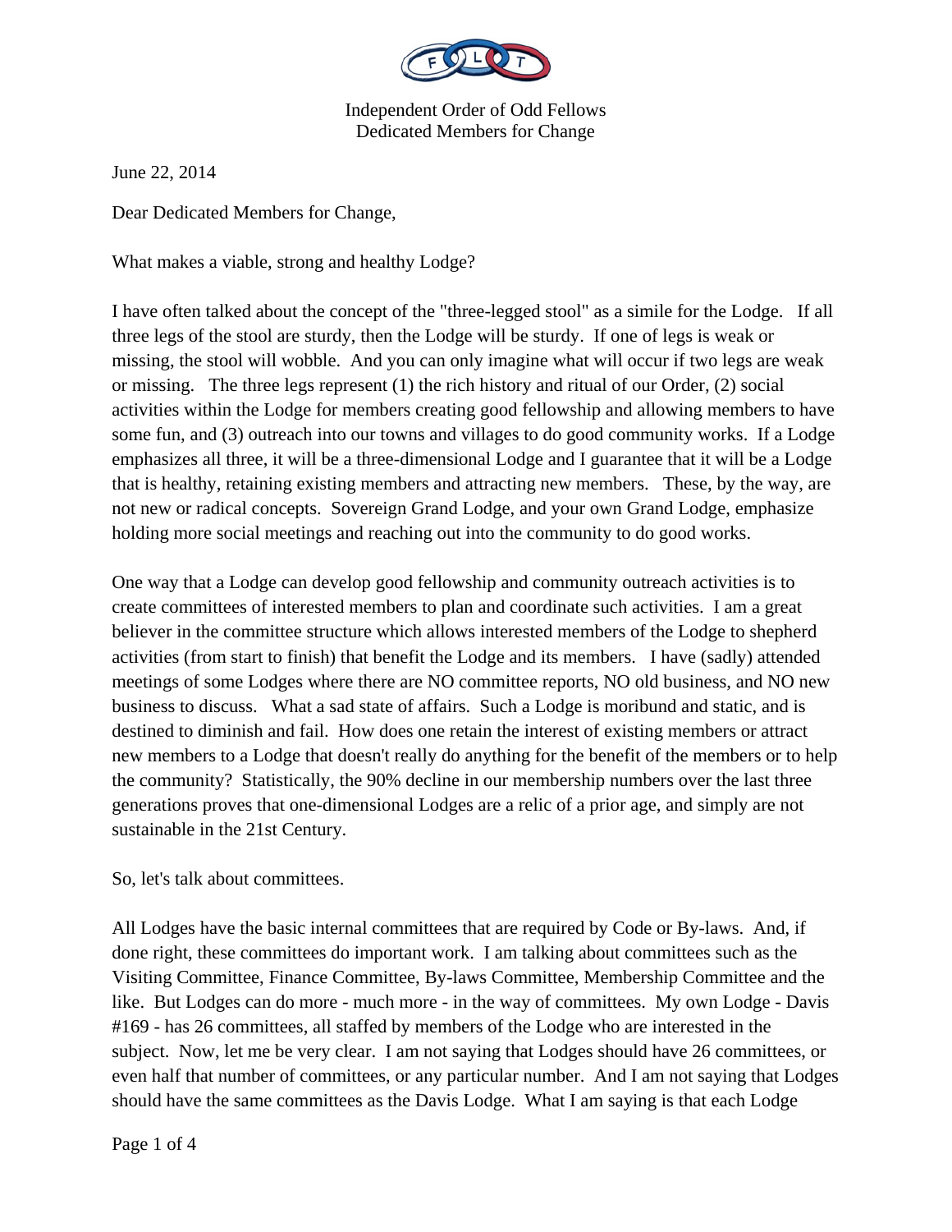Independent Order of Odd Fellows
Dedicated Members for Change

June 22, 2014

Dear Dedicated Members for Change,

What makes a viable, strong and healthy Lodge?

I have often talked about the concept of the "three-legged stool" as a simile for the Lodge. If all three legs of the stool are sturdy, then the Lodge will be sturdy. If one of legs is weak or missing, the stool will wobble. And you can only imagine what will occur if two legs are weak or missing. The three legs represent (1) the rich history and ritual of our Order, (2) social activities within the Lodge for members creating good fellowship and allowing members to have some fun, and (3) outreach into our towns and villages to do good community works. If a Lodge emphasizes all three, it will be a three-dimensional Lodge and I guarantee that it will be a Lodge that is healthy, retaining existing members and attracting new members. These, by the way, are not new or radical concepts. Sovereign Grand Lodge, and your own Grand Lodge, emphasize holding more social meetings and reaching out into the community to do good works.

One way that a Lodge can develop good fellowship and community outreach activities is to create committees of interested members to plan and coordinate such activities. I am a great believer in the committee structure which allows interested members of the Lodge to shepherd activities (from start to finish) that benefit the Lodge and its members. I have (sadly) attended meetings of some Lodges where there are NO committee reports, NO old business, and NO new business to discuss. What a sad state of affairs. Such a Lodge is moribund and static, and is destined to diminish and fail. How does one retain the interest of existing members or attract new members to a Lodge that doesn't really do anything for the benefit of the members or to help the community? Statistically, the 90% decline in our membership numbers over the last three generations proves that one-dimensional Lodges are a relic of a prior age, and simply are not sustainable in the 21st Century.

So, let's talk about committees.

All Lodges have the basic internal committees that are required by Code or By-laws. And, if done right, these committees do important work. I am talking about committees such as the Visiting Committee, Finance Committee, By-laws Committee, Membership Committee and the like. But Lodges can do more - much more - in the way of committees. My own Lodge - Davis #169 - has 26 committees, all staffed by members of the Lodge who are interested in the subject. Now, let me be very clear. I am not saying that Lodges should have 26 committees, or even half that number of committees, or any particular number. And I am not saying that Lodges should have the same committees as the Davis Lodge. What I am saying is that each Lodge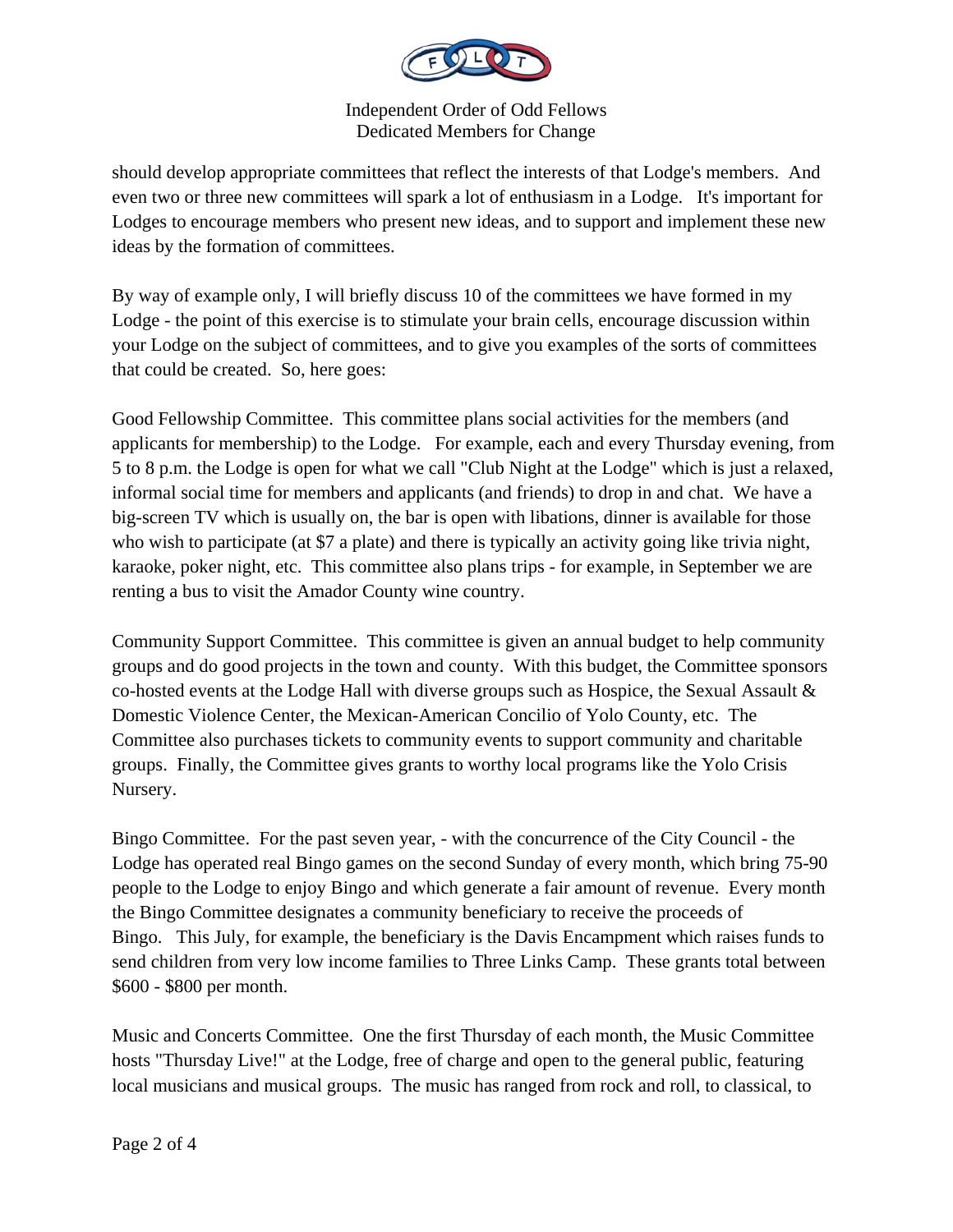should develop appropriate committees that reflect the interests of that Lodge's members. And even two or three new committees will spark a lot of enthusiasm in a Lodge. It's important for Lodges to encourage members who present new ideas, and to support and implement these new ideas by the formation of committees.

By way of example only, I will briefly discuss 10 of the committees we have formed in my Lodge - the point of this exercise is to stimulate your brain cells, encourage discussion within your Lodge on the subject of committees, and to give you examples of the sorts of committees that could be created. So, here goes:

Good Fellowship Committee. This committee plans social activities for the members (and applicants for membership) to the Lodge. For example, each and every Thursday evening, from 5 to 8 p.m. the Lodge is open for what we call "Club Night at the Lodge" which is just a relaxed, informal social time for members and applicants (and friends) to drop in and chat. We have a big-screen TV which is usually on, the bar is open with libations, dinner is available for those who wish to participate (at $7 a plate) and there is typically an activity going like trivia night, karaoke, poker night, etc. This committee also plans trips - for example, in September we are renting a bus to visit the Amador County wine country.

Community Support Committee. This committee is given an annual budget to help community groups and do good projects in the town and county. With this budget, the Committee sponsors co-hosted events at the Lodge Hall with diverse groups such as Hospice, the Sexual Assault & Domestic Violence Center, the Mexican-American Concilio of Yolo County, etc. The Committee also purchases tickets to community events to support community and charitable groups. Finally, the Committee gives grants to worthy local programs like the Yolo Crisis Nursery.

Bingo Committee. For the past seven year, - with the concurrence of the City Council - the Lodge has operated real Bingo games on the second Sunday of every month, which bring 75-90 people to the Lodge to enjoy Bingo and which generate a fair amount of revenue. Every month the Bingo Committee designates a community beneficiary to receive the proceeds of Bingo. This July, for example, the beneficiary is the Davis Encampment which raises funds to send children from very low income families to Three Links Camp. These grants total between $600 - $800 per month.

Music and Concerts Committee. One the first Thursday of each month, the Music Committee hosts "Thursday Live!" at the Lodge, free of charge and open to the general public, featuring local musicians and musical groups. The music has ranged from rock and roll, to classical, to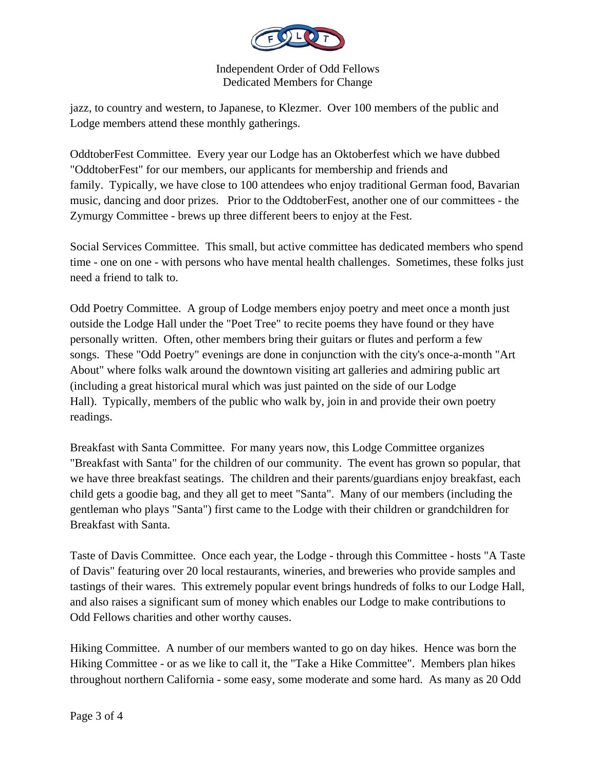jazz, to country and western, to Japanese, to Klezmer. Over 100 members of the public and Lodge members attend these monthly gatherings.

OddtoberFest Committee. Every year our Lodge has an Oktoberfest which we have dubbed "OddtoberFest" for our members, our applicants for membership and friends and family. Typically, we have close to 100 attendees who enjoy traditional German food, Bavarian music, dancing and door prizes. Prior to the OddtoberFest, another one of our committees - the Zymurgy Committee - brews up three different beers to enjoy at the Fest.

Social Services Committee. This small, but active committee has dedicated members who spend time - one on one - with persons who have mental health challenges. Sometimes, these folks just need a friend to talk to.

Odd Poetry Committee. A group of Lodge members enjoy poetry and meet once a month just outside the Lodge Hall under the "Poet Tree" to recite poems they have found or they have personally written. Often, other members bring their guitars or flutes and perform a few songs. These "Odd Poetry" evenings are done in conjunction with the city's once-a-month "Art About" where folks walk around the downtown visiting art galleries and admiring public art (including a great historical mural which was just painted on the side of our Lodge Hall). Typically, members of the public who walk by, join in and provide their own poetry readings.

Breakfast with Santa Committee. For many years now, this Lodge Committee organizes "Breakfast with Santa" for the children of our community. The event has grown so popular, that we have three breakfast seatings. The children and their parents/guardians enjoy breakfast, each child gets a goodie bag, and they all get to meet "Santa". Many of our members (including the gentleman who plays "Santa") first came to the Lodge with their children or grandchildren for Breakfast with Santa.

Taste of Davis Committee. Once each year, the Lodge - through this Committee - hosts "A Taste of Davis" featuring over 20 local restaurants, wineries, and breweries who provide samples and tastings of their wares. This extremely popular event brings hundreds of folks to our Lodge Hall, and also raises a significant sum of money which enables our Lodge to make contributions to Odd Fellows charities and other worthy causes.

Hiking Committee. A number of our members wanted to go on day hikes. Hence was born the Hiking Committee - or as we like to call it, the "Take a Hike Committee". Members plan hikes throughout northern California - some easy, some moderate and some hard. As many as 20 Odd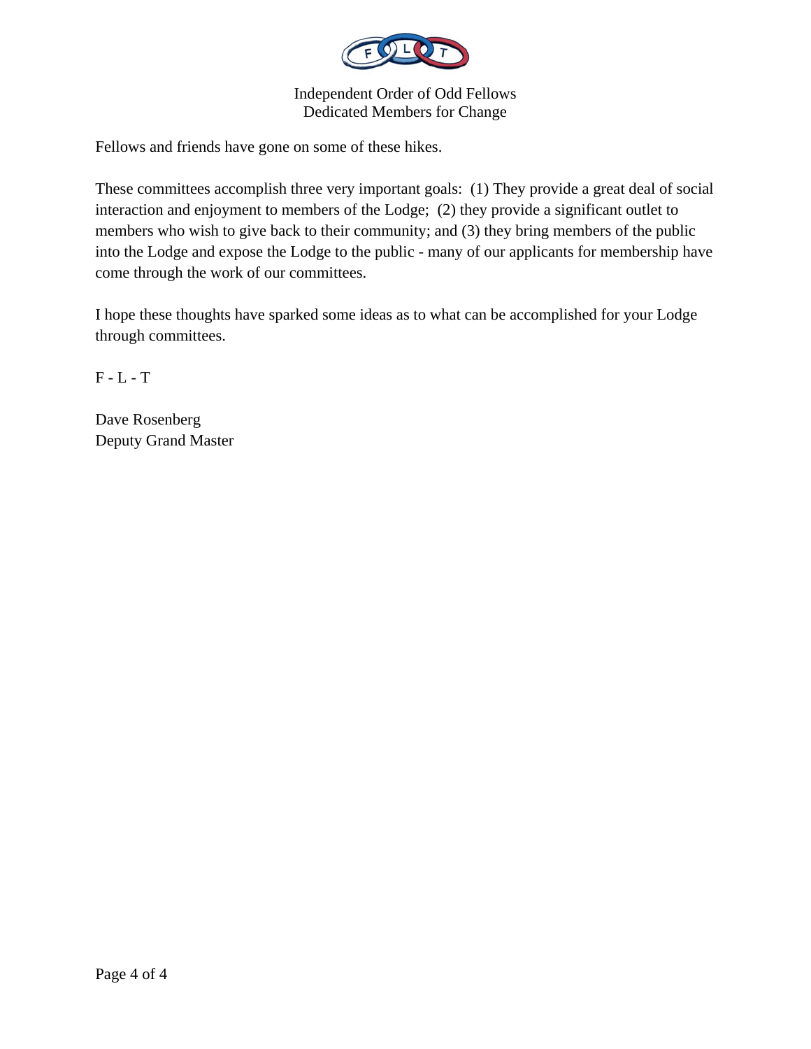Fellows and friends have gone on some of these hikes.

These committees accomplish three very important goals: (1) They provide a great deal of social interaction and enjoyment to members of the Lodge; (2) they provide a significant outlet to members who wish to give back to their community; and (3) they bring members of the public into the Lodge and expose the Lodge to the public - many of our applicants for membership have come through the work of our committees.

I hope these thoughts have sparked some ideas as to what can be accomplished for your Lodge through committees.

F - L - T

Dave Rosenberg
Deputy Grand Master